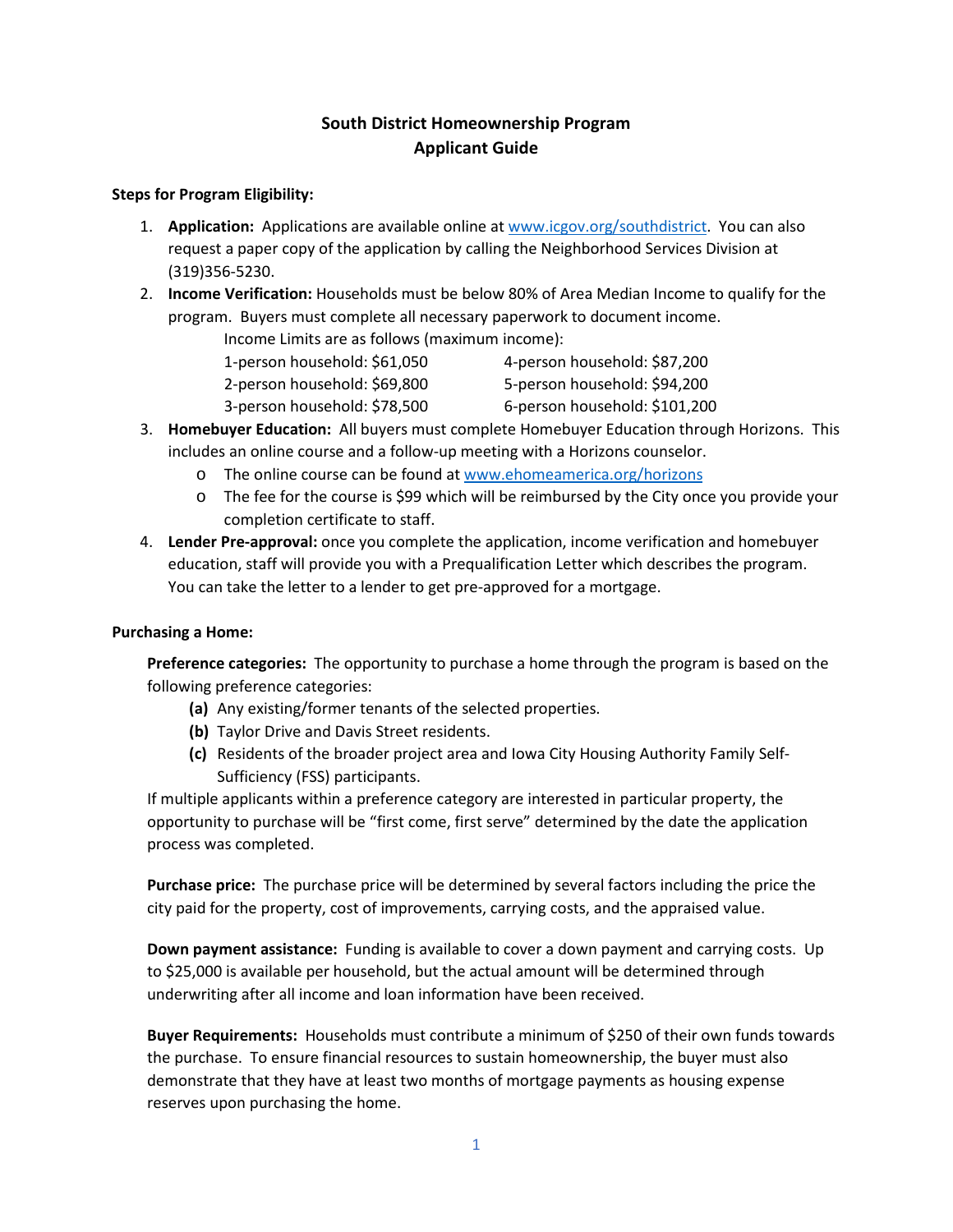# South District Homeownership Program
# Applicant Guide

**Steps for Program Eligibility:**

1. **Application:** Applications are available online at [www.icgov.org/southdistrict](http://www.icgov.org/southdistrict). You can also request a paper copy of the application by calling the Neighborhood Services Division at (319)356-5230.
2. **Income Verification:** Households must be below 80% of Area Median Income to qualify for the program. Buyers must complete all necessary paperwork to document income.

   Income Limits are as follows (maximum income):

   | | |
   |---|---|
   | 1-person household: $61,050 | 4-person household: $87,200 |
   | 2-person household: $69,800 | 5-person household: $94,200 |
   | 3-person household: $78,500 | 6-person household: $101,200 |

3. **Homebuyer Education:** All buyers must complete Homebuyer Education through Horizons. This includes an online course and a follow-up meeting with a Horizons counselor.
   - The online course can be found at [www.ehomeamerica.org/horizons](http://www.ehomeamerica.org/horizons)
   - The fee for the course is $99 which will be reimbursed by the City once you provide your completion certificate to staff.
4. **Lender Pre-approval:** once you complete the application, income verification and homebuyer education, staff will provide you with a Prequalification Letter which describes the program. You can take the letter to a lender to get pre-approved for a mortgage.

**Purchasing a Home:**

**Preference categories:** The opportunity to purchase a home through the program is based on the following preference categories:

**(a)** Any existing/former tenants of the selected properties.
**(b)** Taylor Drive and Davis Street residents.
**(c)** Residents of the broader project area and Iowa City Housing Authority Family Self-Sufficiency (FSS) participants.

If multiple applicants within a preference category are interested in particular property, the opportunity to purchase will be "first come, first serve" determined by the date the application process was completed.

**Purchase price:** The purchase price will be determined by several factors including the price the city paid for the property, cost of improvements, carrying costs, and the appraised value.

**Down payment assistance:** Funding is available to cover a down payment and carrying costs. Up to $25,000 is available per household, but the actual amount will be determined through underwriting after all income and loan information have been received.

**Buyer Requirements:** Households must contribute a minimum of $250 of their own funds towards the purchase. To ensure financial resources to sustain homeownership, the buyer must also demonstrate that they have at least two months of mortgage payments as housing expense reserves upon purchasing the home.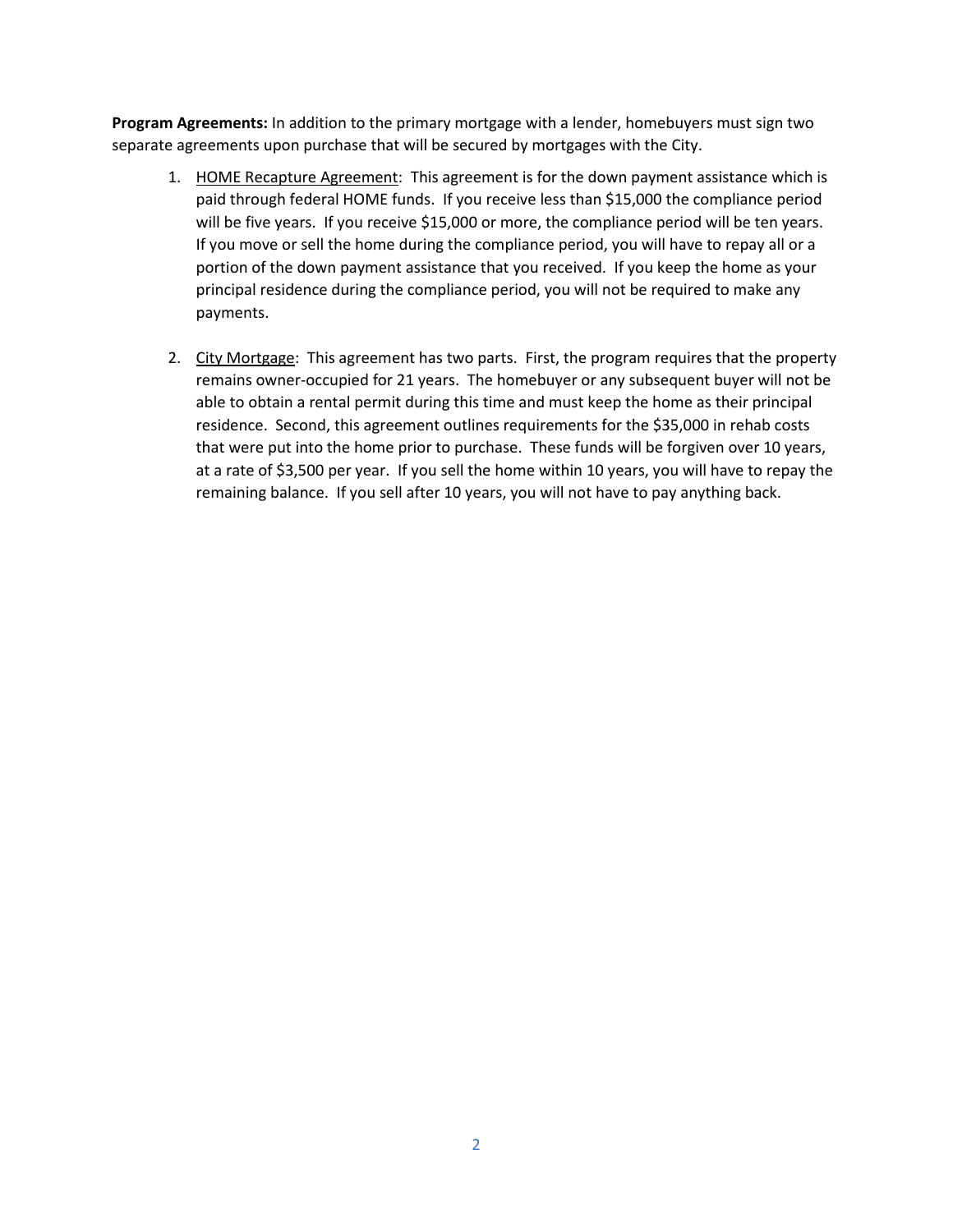**Program Agreements:** In addition to the primary mortgage with a lender, homebuyers must sign two separate agreements upon purchase that will be secured by mortgages with the City.

1. <u>HOME Recapture Agreement</u>: This agreement is for the down payment assistance which is paid through federal HOME funds. If you receive less than $15,000 the compliance period will be five years. If you receive $15,000 or more, the compliance period will be ten years. If you move or sell the home during the compliance period, you will have to repay all or a portion of the down payment assistance that you received. If you keep the home as your principal residence during the compliance period, you will not be required to make any payments.

2. <u>City Mortgage</u>: This agreement has two parts. First, the program requires that the property remains owner-occupied for 21 years. The homebuyer or any subsequent buyer will not be able to obtain a rental permit during this time and must keep the home as their principal residence. Second, this agreement outlines requirements for the $35,000 in rehab costs that were put into the home prior to purchase. These funds will be forgiven over 10 years, at a rate of $3,500 per year. If you sell the home within 10 years, you will have to repay the remaining balance. If you sell after 10 years, you will not have to pay anything back.